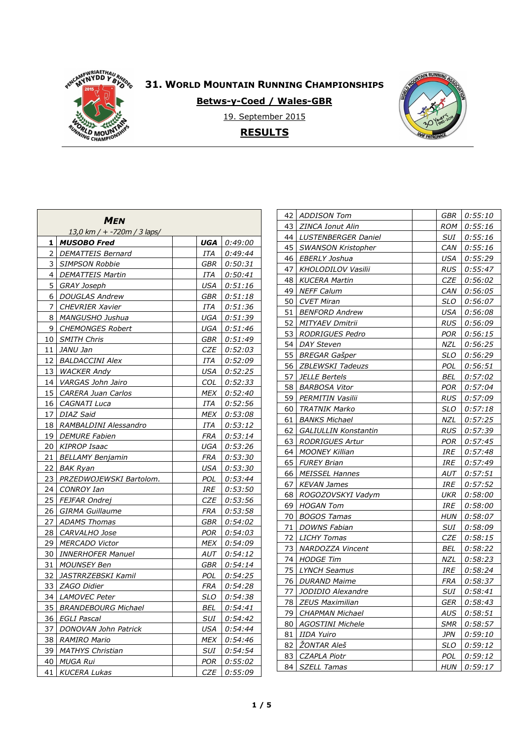# 31. World Mountain Running Championships

**Betws-y-Coed / Wales-GBR**

19. September 2015

**RESULTS**

## *Men*

*13,0 km / + -720m / 3 laps/*

| | | | | |
|---|---|---|---|---|
| **1** | ***MUSOBO Fred*** | | ***UGA*** | *0:49:00* |
| 2 | *DEMATTEIS Bernard* | | *ITA* | *0:49:44* |
| 3 | *SIMPSON Robbie* | | *GBR* | *0:50:31* |
| 4 | *DEMATTEIS Martin* | | *ITA* | *0:50:41* |
| 5 | *GRAY Joseph* | | *USA* | *0:51:16* |
| 6 | *DOUGLAS Andrew* | | *GBR* | *0:51:18* |
| 7 | *CHEVRIER Xavier* | | *ITA* | *0:51:36* |
| 8 | *MANGUSHO Jushua* | | *UGA* | *0:51:39* |
| 9 | *CHEMONGES Robert* | | *UGA* | *0:51:46* |
| 10 | *SMITH Chris* | | *GBR* | *0:51:49* |
| 11 | *JANU Jan* | | *CZE* | *0:52:03* |
| 12 | *BALDACCINI Alex* | | *ITA* | *0:52:09* |
| 13 | *WACKER Andy* | | *USA* | *0:52:25* |
| 14 | *VARGAS John Jairo* | | *COL* | *0:52:33* |
| 15 | *CARERA Juan Carlos* | | *MEX* | *0:52:40* |
| 16 | *CAGNATI Luca* | | *ITA* | *0:52:56* |
| 17 | *DIAZ Said* | | *MEX* | *0:53:08* |
| 18 | *RAMBALDINI Alessandro* | | *ITA* | *0:53:12* |
| 19 | *DEMURE Fabien* | | *FRA* | *0:53:14* |
| 20 | *KIPROP Isaac* | | *UGA* | *0:53:26* |
| 21 | *BELLAMY Benjamin* | | *FRA* | *0:53:30* |
| 22 | *BAK Ryan* | | *USA* | *0:53:30* |
| 23 | *PRZEDWOJEWSKI Bartolom.* | | *POL* | *0:53:44* |
| 24 | *CONROY Ian* | | *IRE* | *0:53:50* |
| 25 | *FEJFAR Ondrej* | | *CZE* | *0:53:56* |
| 26 | *GIRMA Guillaume* | | *FRA* | *0:53:58* |
| 27 | *ADAMS Thomas* | | *GBR* | *0:54:02* |
| 28 | *CARVALHO Jose* | | *POR* | *0:54:03* |
| 29 | *MERCADO Victor* | | *MEX* | *0:54:09* |
| 30 | *INNERHOFER Manuel* | | *AUT* | *0:54:12* |
| 31 | *MOUNSEY Ben* | | *GBR* | *0:54:14* |
| 32 | *JASTRRZEBSKI Kamil* | | *POL* | *0:54:25* |
| 33 | *ZAGO Didier* | | *FRA* | *0:54:28* |
| 34 | *LAMOVEC Peter* | | *SLO* | *0:54:38* |
| 35 | *BRANDEBOURG Michael* | | *BEL* | *0:54:41* |
| 36 | *EGLI Pascal* | | *SUI* | *0:54:42* |
| 37 | *DONOVAN John Patrick* | | *USA* | *0:54:44* |
| 38 | *RAMIRO Mario* | | *MEX* | *0:54:46* |
| 39 | *MATHYS Christian* | | *SUI* | *0:54:54* |
| 40 | *MUGA Rui* | | *POR* | *0:55:02* |
| 41 | *KUCERA Lukas* | | *CZE* | *0:55:09* |
| 42 | *ADDISON Tom* | | *GBR* | *0:55:10* |
| 43 | *ZINCA Ionut Alin* | | *ROM* | *0:55:16* |
| 44 | *LUSTENBERGER Daniel* | | *SUI* | *0:55:16* |
| 45 | *SWANSON Kristopher* | | *CAN* | *0:55:16* |
| 46 | *EBERLY Joshua* | | *USA* | *0:55:29* |
| 47 | *KHOLODILOV Vasilii* | | *RUS* | *0:55:47* |
| 48 | *KUCERA Martin* | | *CZE* | *0:56:02* |
| 49 | *NEFF Calum* | | *CAN* | *0:56:05* |
| 50 | *CVET Miran* | | *SLO* | *0:56:07* |
| 51 | *BENFORD Andrew* | | *USA* | *0:56:08* |
| 52 | *MITYAEV Dmitrii* | | *RUS* | *0:56:09* |
| 53 | *RODRIGUES Pedro* | | *POR* | *0:56:15* |
| 54 | *DAY Steven* | | *NZL* | *0:56:25* |
| 55 | *BREGAR Gašper* | | *SLO* | *0:56:29* |
| 56 | *ZBLEWSKI Tadeuzs* | | *POL* | *0:56:51* |
| 57 | *JELLE Bertels* | | *BEL* | *0:57:02* |
| 58 | *BARBOSA Vitor* | | *POR* | *0:57:04* |
| 59 | *PERMITIN Vasilii* | | *RUS* | *0:57:09* |
| 60 | *TRATNIK Marko* | | *SLO* | *0:57:18* |
| 61 | *BANKS Michael* | | *NZL* | *0:57:25* |
| 62 | *GALIULLIN Konstantin* | | *RUS* | *0:57:39* |
| 63 | *RODRIGUES Artur* | | *POR* | *0:57:45* |
| 64 | *MOONEY Killian* | | *IRE* | *0:57:48* |
| 65 | *FUREY Brian* | | *IRE* | *0:57:49* |
| 66 | *MEISSEL Hannes* | | *AUT* | *0:57:51* |
| 67 | *KEVAN James* | | *IRE* | *0:57:52* |
| 68 | *ROGOZOVSKYI Vadym* | | *UKR* | *0:58:00* |
| 69 | *HOGAN Tom* | | *IRE* | *0:58:00* |
| 70 | *BOGOS Tamas* | | *HUN* | *0:58:07* |
| 71 | *DOWNS Fabian* | | *SUI* | *0:58:09* |
| 72 | *LICHY Tomas* | | *CZE* | *0:58:15* |
| 73 | *NARDOZZA Vincent* | | *BEL* | *0:58:22* |
| 74 | *HODGE Tim* | | *NZL* | *0:58:23* |
| 75 | *LYNCH Seamus* | | *IRE* | *0:58:24* |
| 76 | *DURAND Maime* | | *FRA* | *0:58:37* |
| 77 | *JODIDIO Alexandre* | | *SUI* | *0:58:41* |
| 78 | *ZEUS Maximilian* | | *GER* | *0:58:43* |
| 79 | *CHAPMAN Michael* | | *AUS* | *0:58:51* |
| 80 | *AGOSTINI Michele* | | *SMR* | *0:58:57* |
| 81 | *IIDA Yuiro* | | *JPN* | *0:59:10* |
| 82 | *ŽONTAR Aleš* | | *SLO* | *0:59:12* |
| 83 | *CZAPLA Piotr* | | *POL* | *0:59:12* |
| 84 | *SZELL Tamas* | | *HUN* | *0:59:17* |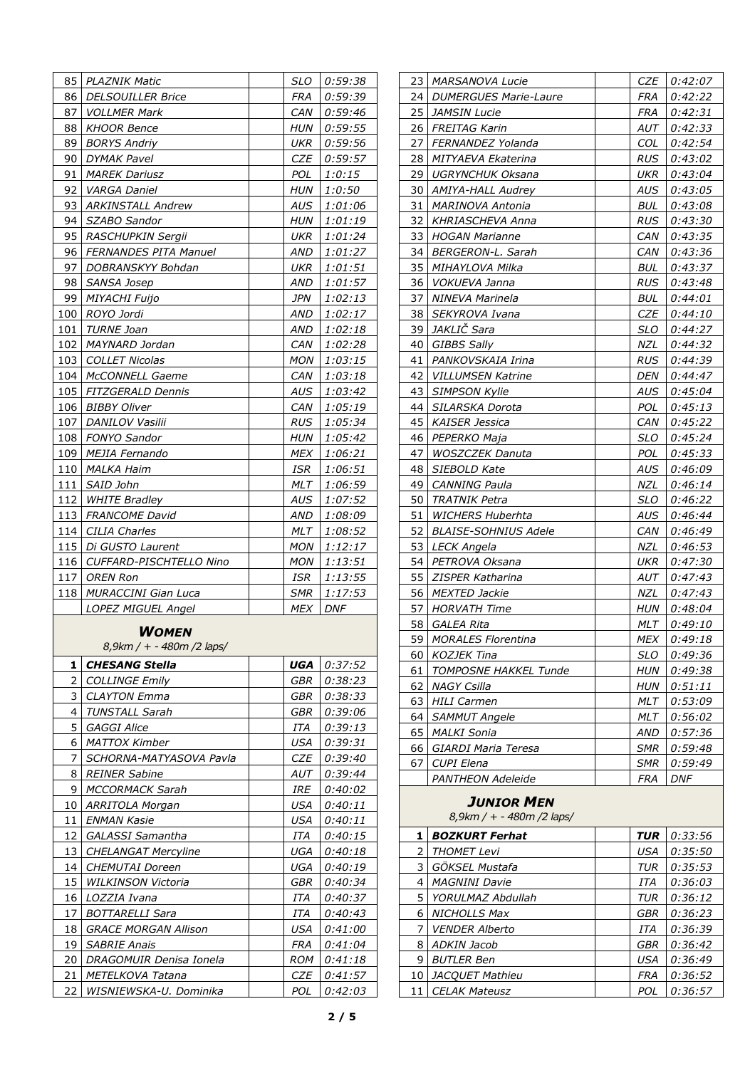| | | | | |
|---|---|---|---|---|
| 85 | PLAZNIK Matic | | SLO | 0:59:38 |
| 86 | DELSOUILLER Brice | | FRA | 0:59:39 |
| 87 | VOLLMER Mark | | CAN | 0:59:46 |
| 88 | KHOOR Bence | | HUN | 0:59:55 |
| 89 | BORYS Andriy | | UKR | 0:59:56 |
| 90 | DYMAK Pavel | | CZE | 0:59:57 |
| 91 | MAREK Dariusz | | POL | 1:0:15 |
| 92 | VARGA Daniel | | HUN | 1:0:50 |
| 93 | ARKINSTALL Andrew | | AUS | 1:01:06 |
| 94 | SZABO Sandor | | HUN | 1:01:19 |
| 95 | RASCHUPKIN Sergii | | UKR | 1:01:24 |
| 96 | FERNANDES PITA Manuel | | AND | 1:01:27 |
| 97 | DOBRANSKYY Bohdan | | UKR | 1:01:51 |
| 98 | SANSA Josep | | AND | 1:01:57 |
| 99 | MIYACHI Fuijo | | JPN | 1:02:13 |
| 100 | ROYO Jordi | | AND | 1:02:17 |
| 101 | TURNE Joan | | AND | 1:02:18 |
| 102 | MAYNARD Jordan | | CAN | 1:02:28 |
| 103 | COLLET Nicolas | | MON | 1:03:15 |
| 104 | McCONNELL Gaeme | | CAN | 1:03:18 |
| 105 | FITZGERALD Dennis | | AUS | 1:03:42 |
| 106 | BIBBY Oliver | | CAN | 1:05:19 |
| 107 | DANILOV Vasilii | | RUS | 1:05:34 |
| 108 | FONYO Sandor | | HUN | 1:05:42 |
| 109 | MEJIA Fernando | | MEX | 1:06:21 |
| 110 | MALKA Haim | | ISR | 1:06:51 |
| 111 | SAID John | | MLT | 1:06:59 |
| 112 | WHITE Bradley | | AUS | 1:07:52 |
| 113 | FRANCOME David | | AND | 1:08:09 |
| 114 | CILIA Charles | | MLT | 1:08:52 |
| 115 | Di GUSTO Laurent | | MON | 1:12:17 |
| 116 | CUFFARD-PISCHTELLO Nino | | MON | 1:13:51 |
| 117 | OREN Ron | | ISR | 1:13:55 |
| 118 | MURACCINI Gian Luca | | SMR | 1:17:53 |
| | LOPEZ MIGUEL Angel | | MEX | DNF |

## WOMEN

8,9km / + - 480m /2 laps/

| | | | | |
|---|---|---|---|---|
| **1** | **CHESANG Stella** | | **UGA** | 0:37:52 |
| 2 | COLLINGE Emily | | GBR | 0:38:23 |
| 3 | CLAYTON Emma | | GBR | 0:38:33 |
| 4 | TUNSTALL Sarah | | GBR | 0:39:06 |
| 5 | GAGGI Alice | | ITA | 0:39:13 |
| 6 | MATTOX Kimber | | USA | 0:39:31 |
| 7 | SCHORNA-MATYASOVA Pavla | | CZE | 0:39:40 |
| 8 | REINER Sabine | | AUT | 0:39:44 |
| 9 | MCCORMACK Sarah | | IRE | 0:40:02 |
| 10 | ARRITOLA Morgan | | USA | 0:40:11 |
| 11 | ENMAN Kasie | | USA | 0:40:11 |
| 12 | GALASSI Samantha | | ITA | 0:40:15 |
| 13 | CHELANGAT Mercyline | | UGA | 0:40:18 |
| 14 | CHEMUTAI Doreen | | UGA | 0:40:19 |
| 15 | WILKINSON Victoria | | GBR | 0:40:34 |
| 16 | LOZZIA Ivana | | ITA | 0:40:37 |
| 17 | BOTTARELLI Sara | | ITA | 0:40:43 |
| 18 | GRACE MORGAN Allison | | USA | 0:41:00 |
| 19 | SABRIE Anais | | FRA | 0:41:04 |
| 20 | DRAGOMUIR Denisa Ionela | | ROM | 0:41:18 |
| 21 | METELKOVA Tatana | | CZE | 0:41:57 |
| 22 | WISNIEWSKA-U. Dominika | | POL | 0:42:03 |
| 23 | MARSANOVA Lucie | | CZE | 0:42:07 |
| 24 | DUMERGUES Marie-Laure | | FRA | 0:42:22 |
| 25 | JAMSIN Lucie | | FRA | 0:42:31 |
| 26 | FREITAG Karin | | AUT | 0:42:33 |
| 27 | FERNANDEZ Yolanda | | COL | 0:42:54 |
| 28 | MITYAEVA Ekaterina | | RUS | 0:43:02 |
| 29 | UGRYNCHUK Oksana | | UKR | 0:43:04 |
| 30 | AMIYA-HALL Audrey | | AUS | 0:43:05 |
| 31 | MARINOVA Antonia | | BUL | 0:43:08 |
| 32 | KHRIASCHEVA Anna | | RUS | 0:43:30 |
| 33 | HOGAN Marianne | | CAN | 0:43:35 |
| 34 | BERGERON-L. Sarah | | CAN | 0:43:36 |
| 35 | MIHAYLOVA Milka | | BUL | 0:43:37 |
| 36 | VOKUEVA Janna | | RUS | 0:43:48 |
| 37 | NINEVA Marinela | | BUL | 0:44:01 |
| 38 | SEKYROVA Ivana | | CZE | 0:44:10 |
| 39 | JAKLIČ Sara | | SLO | 0:44:27 |
| 40 | GIBBS Sally | | NZL | 0:44:32 |
| 41 | PANKOVSKAIA Irina | | RUS | 0:44:39 |
| 42 | VILLUMSEN Katrine | | DEN | 0:44:47 |
| 43 | SIMPSON Kylie | | AUS | 0:45:04 |
| 44 | SILARSKA Dorota | | POL | 0:45:13 |
| 45 | KAISER Jessica | | CAN | 0:45:22 |
| 46 | PEPERKO Maja | | SLO | 0:45:24 |
| 47 | WOSZCZEK Danuta | | POL | 0:45:33 |
| 48 | SIEBOLD Kate | | AUS | 0:46:09 |
| 49 | CANNING Paula | | NZL | 0:46:14 |
| 50 | TRATNIK Petra | | SLO | 0:46:22 |
| 51 | WICHERS Huberhta | | AUS | 0:46:44 |
| 52 | BLAISE-SOHNIUS Adele | | CAN | 0:46:49 |
| 53 | LECK Angela | | NZL | 0:46:53 |
| 54 | PETROVA Oksana | | UKR | 0:47:30 |
| 55 | ZISPER Katharina | | AUT | 0:47:43 |
| 56 | MEXTED Jackie | | NZL | 0:47:43 |
| 57 | HORVATH Time | | HUN | 0:48:04 |
| 58 | GALEA Rita | | MLT | 0:49:10 |
| 59 | MORALES Florentina | | MEX | 0:49:18 |
| 60 | KOZJEK Tina | | SLO | 0:49:36 |
| 61 | TOMPOSNE HAKKEL Tunde | | HUN | 0:49:38 |
| 62 | NAGY Csilla | | HUN | 0:51:11 |
| 63 | HILI Carmen | | MLT | 0:53:09 |
| 64 | SAMMUT Angele | | MLT | 0:56:02 |
| 65 | MALKI Sonia | | AND | 0:57:36 |
| 66 | GIARDI Maria Teresa | | SMR | 0:59:48 |
| 67 | CUPI Elena | | SMR | 0:59:49 |
| | PANTHEON Adeleide | | FRA | DNF |

## JUNIOR MEN

8,9km / + - 480m /2 laps/

| | | | | |
|---|---|---|---|---|
| **1** | **BOZKURT Ferhat** | | **TUR** | 0:33:56 |
| 2 | THOMET Levi | | USA | 0:35:50 |
| 3 | GÖKSEL Mustafa | | TUR | 0:35:53 |
| 4 | MAGNINI Davie | | ITA | 0:36:03 |
| 5 | YORULMAZ Abdullah | | TUR | 0:36:12 |
| 6 | NICHOLLS Max | | GBR | 0:36:23 |
| 7 | VENDER Alberto | | ITA | 0:36:39 |
| 8 | ADKIN Jacob | | GBR | 0:36:42 |
| 9 | BUTLER Ben | | USA | 0:36:49 |
| 10 | JACQUET Mathieu | | FRA | 0:36:52 |
| 11 | CELAK Mateusz | | POL | 0:36:57 |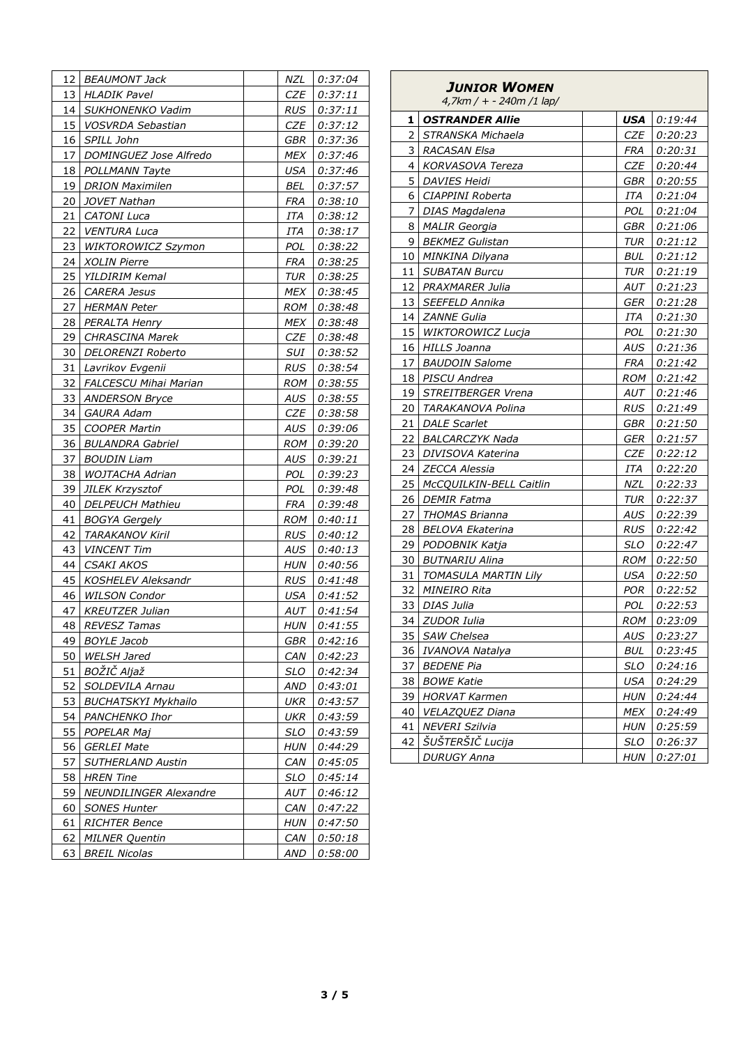| | | | | |
|---|---|---|---|---|
| 12 | *BEAUMONT Jack* | | *NZL* | *0:37:04* |
| 13 | *HLADIK Pavel* | | *CZE* | *0:37:11* |
| 14 | *SUKHONENKO Vadim* | | *RUS* | *0:37:11* |
| 15 | *VOSVRDA Sebastian* | | *CZE* | *0:37:12* |
| 16 | *SPILL John* | | *GBR* | *0:37:36* |
| 17 | *DOMINGUEZ Jose Alfredo* | | *MEX* | *0:37:46* |
| 18 | *POLLMANN Tayte* | | *USA* | *0:37:46* |
| 19 | *DRION Maximilen* | | *BEL* | *0:37:57* |
| 20 | *JOVET Nathan* | | *FRA* | *0:38:10* |
| 21 | *CATONI Luca* | | *ITA* | *0:38:12* |
| 22 | *VENTURA Luca* | | *ITA* | *0:38:17* |
| 23 | *WIKTOROWICZ Szymon* | | *POL* | *0:38:22* |
| 24 | *XOLIN Pierre* | | *FRA* | *0:38:25* |
| 25 | *YILDIRIM Kemal* | | *TUR* | *0:38:25* |
| 26 | *CARERA Jesus* | | *MEX* | *0:38:45* |
| 27 | *HERMAN Peter* | | *ROM* | *0:38:48* |
| 28 | *PERALTA Henry* | | *MEX* | *0:38:48* |
| 29 | *CHRASCINA Marek* | | *CZE* | *0:38:48* |
| 30 | *DELORENZI Roberto* | | *SUI* | *0:38:52* |
| 31 | *Lavrikov Evgenii* | | *RUS* | *0:38:54* |
| 32 | *FALCESCU Mihai Marian* | | *ROM* | *0:38:55* |
| 33 | *ANDERSON Bryce* | | *AUS* | *0:38:55* |
| 34 | *GAURA Adam* | | *CZE* | *0:38:58* |
| 35 | *COOPER Martin* | | *AUS* | *0:39:06* |
| 36 | *BULANDRA Gabriel* | | *ROM* | *0:39:20* |
| 37 | *BOUDIN Liam* | | *AUS* | *0:39:21* |
| 38 | *WOJTACHA Adrian* | | *POL* | *0:39:23* |
| 39 | *JILEK Krzysztof* | | *POL* | *0:39:48* |
| 40 | *DELPEUCH Mathieu* | | *FRA* | *0:39:48* |
| 41 | *BOGYA Gergely* | | *ROM* | *0:40:11* |
| 42 | *TARAKANOV Kiril* | | *RUS* | *0:40:12* |
| 43 | *VINCENT Tim* | | *AUS* | *0:40:13* |
| 44 | *CSAKI AKOS* | | *HUN* | *0:40:56* |
| 45 | *KOSHELEV Aleksandr* | | *RUS* | *0:41:48* |
| 46 | *WILSON Condor* | | *USA* | *0:41:52* |
| 47 | *KREUTZER Julian* | | *AUT* | *0:41:54* |
| 48 | *REVESZ Tamas* | | *HUN* | *0:41:55* |
| 49 | *BOYLE Jacob* | | *GBR* | *0:42:16* |
| 50 | *WELSH Jared* | | *CAN* | *0:42:23* |
| 51 | *BOŽIČ Aljaž* | | *SLO* | *0:42:34* |
| 52 | *SOLDEVILA Arnau* | | *AND* | *0:43:01* |
| 53 | *BUCHATSKYI Mykhailo* | | *UKR* | *0:43:57* |
| 54 | *PANCHENKO Ihor* | | *UKR* | *0:43:59* |
| 55 | *POPELAR Maj* | | *SLO* | *0:43:59* |
| 56 | *GERLEI Mate* | | *HUN* | *0:44:29* |
| 57 | *SUTHERLAND Austin* | | *CAN* | *0:45:05* |
| 58 | *HREN Tine* | | *SLO* | *0:45:14* |
| 59 | *NEUNDILINGER Alexandre* | | *AUT* | *0:46:12* |
| 60 | *SONES Hunter* | | *CAN* | *0:47:22* |
| 61 | *RICHTER Bence* | | *HUN* | *0:47:50* |
| 62 | *MILNER Quentin* | | *CAN* | *0:50:18* |
| 63 | *BREIL Nicolas* | | *AND* | *0:58:00* |

## *JUNIOR WOMEN*

*4,7km / + - 240m /1 lap/*

| | | | | |
|---|---|---|---|---|
| **1** | ***OSTRANDER Allie*** | | ***USA*** | *0:19:44* |
| 2 | *STRANSKA Michaela* | | *CZE* | *0:20:23* |
| 3 | *RACASAN Elsa* | | *FRA* | *0:20:31* |
| 4 | *KORVASOVA Tereza* | | *CZE* | *0:20:44* |
| 5 | *DAVIES Heidi* | | *GBR* | *0:20:55* |
| 6 | *CIAPPINI Roberta* | | *ITA* | *0:21:04* |
| 7 | *DIAS Magdalena* | | *POL* | *0:21:04* |
| 8 | *MALIR Georgia* | | *GBR* | *0:21:06* |
| 9 | *BEKMEZ Gulistan* | | *TUR* | *0:21:12* |
| 10 | *MINKINA Dilyana* | | *BUL* | *0:21:12* |
| 11 | *SUBATAN Burcu* | | *TUR* | *0:21:19* |
| 12 | *PRAXMARER Julia* | | *AUT* | *0:21:23* |
| 13 | *SEEFELD Annika* | | *GER* | *0:21:28* |
| 14 | *ZANNE Gulia* | | *ITA* | *0:21:30* |
| 15 | *WIKTOROWICZ Lucja* | | *POL* | *0:21:30* |
| 16 | *HILLS Joanna* | | *AUS* | *0:21:36* |
| 17 | *BAUDOIN Salome* | | *FRA* | *0:21:42* |
| 18 | *PISCU Andrea* | | *ROM* | *0:21:42* |
| 19 | *STREITBERGER Vrena* | | *AUT* | *0:21:46* |
| 20 | *TARAKANOVA Polina* | | *RUS* | *0:21:49* |
| 21 | *DALE Scarlet* | | *GBR* | *0:21:50* |
| 22 | *BALCARCZYK Nada* | | *GER* | *0:21:57* |
| 23 | *DIVISOVA Katerina* | | *CZE* | *0:22:12* |
| 24 | *ZECCA Alessia* | | *ITA* | *0:22:20* |
| 25 | *McCQUILKIN-BELL Caitlin* | | *NZL* | *0:22:33* |
| 26 | *DEMIR Fatma* | | *TUR* | *0:22:37* |
| 27 | *THOMAS Brianna* | | *AUS* | *0:22:39* |
| 28 | *BELOVA Ekaterina* | | *RUS* | *0:22:42* |
| 29 | *PODOBNIK Katja* | | *SLO* | *0:22:47* |
| 30 | *BUTNARIU Alina* | | *ROM* | *0:22:50* |
| 31 | *TOMASULA MARTIN Lily* | | *USA* | *0:22:50* |
| 32 | *MINEIRO Rita* | | *POR* | *0:22:52* |
| 33 | *DIAS Julia* | | *POL* | *0:22:53* |
| 34 | *ZUDOR Iulia* | | *ROM* | *0:23:09* |
| 35 | *SAW Chelsea* | | *AUS* | *0:23:27* |
| 36 | *IVANOVA Natalya* | | *BUL* | *0:23:45* |
| 37 | *BEDENE Pia* | | *SLO* | *0:24:16* |
| 38 | *BOWE Katie* | | *USA* | *0:24:29* |
| 39 | *HORVAT Karmen* | | *HUN* | *0:24:44* |
| 40 | *VELAZQUEZ Diana* | | *MEX* | *0:24:49* |
| 41 | *NEVERI Szilvia* | | *HUN* | *0:25:59* |
| 42 | *ŠUŠTERŠIČ Lucija* | | *SLO* | *0:26:37* |
| | *DURUGY Anna* | | *HUN* | *0:27:01* |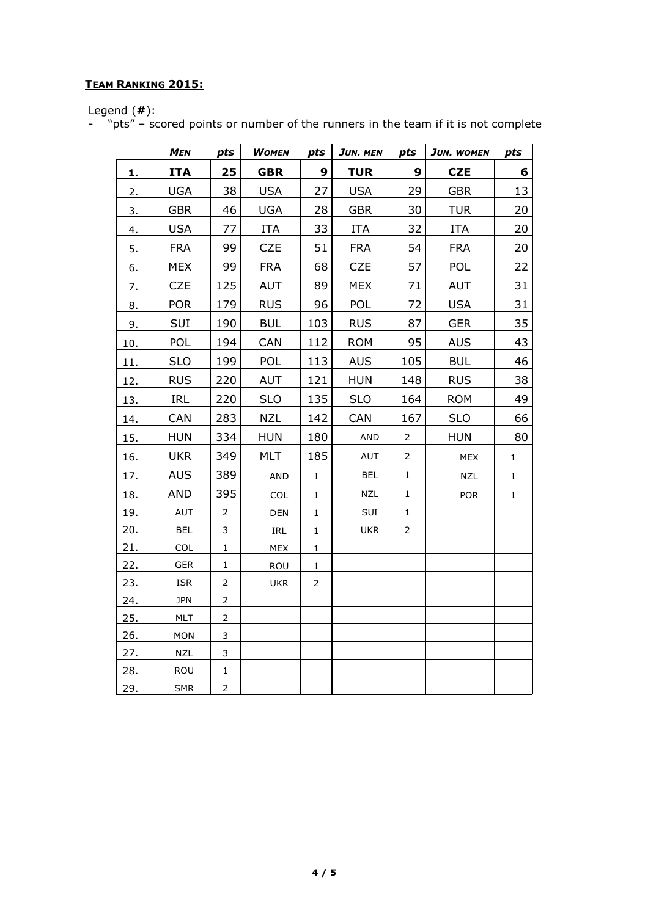## **TEAM RANKING 2015:**

Legend (**#**):

- "pts" – scored points or number of the runners in the team if it is not complete

| | ***MEN*** | ***pts*** | ***WOMEN*** | ***pts*** | ***JUN. MEN*** | ***pts*** | ***JUN. WOMEN*** | ***pts*** |
|---|---|---|---|---|---|---|---|---|
| **1.** | **ITA** | **25** | **GBR** | **9** | **TUR** | **9** | **CZE** | **6** |
| 2. | UGA | 38 | USA | 27 | USA | 29 | GBR | 13 |
| 3. | GBR | 46 | UGA | 28 | GBR | 30 | TUR | 20 |
| 4. | USA | 77 | ITA | 33 | ITA | 32 | ITA | 20 |
| 5. | FRA | 99 | CZE | 51 | FRA | 54 | FRA | 20 |
| 6. | MEX | 99 | FRA | 68 | CZE | 57 | POL | 22 |
| 7. | CZE | 125 | AUT | 89 | MEX | 71 | AUT | 31 |
| 8. | POR | 179 | RUS | 96 | POL | 72 | USA | 31 |
| 9. | SUI | 190 | BUL | 103 | RUS | 87 | GER | 35 |
| 10. | POL | 194 | CAN | 112 | ROM | 95 | AUS | 43 |
| 11. | SLO | 199 | POL | 113 | AUS | 105 | BUL | 46 |
| 12. | RUS | 220 | AUT | 121 | HUN | 148 | RUS | 38 |
| 13. | IRL | 220 | SLO | 135 | SLO | 164 | ROM | 49 |
| 14. | CAN | 283 | NZL | 142 | CAN | 167 | SLO | 66 |
| 15. | HUN | 334 | HUN | 180 | AND | 2 | HUN | 80 |
| 16. | UKR | 349 | MLT | 185 | AUT | 2 | MEX | 1 |
| 17. | AUS | 389 | AND | 1 | BEL | 1 | NZL | 1 |
| 18. | AND | 395 | COL | 1 | NZL | 1 | POR | 1 |
| 19. | AUT | 2 | DEN | 1 | SUI | 1 | | |
| 20. | BEL | 3 | IRL | 1 | UKR | 2 | | |
| 21. | COL | 1 | MEX | 1 | | | | |
| 22. | GER | 1 | ROU | 1 | | | | |
| 23. | ISR | 2 | UKR | 2 | | | | |
| 24. | JPN | 2 | | | | | | |
| 25. | MLT | 2 | | | | | | |
| 26. | MON | 3 | | | | | | |
| 27. | NZL | 3 | | | | | | |
| 28. | ROU | 1 | | | | | | |
| 29. | SMR | 2 | | | | | | |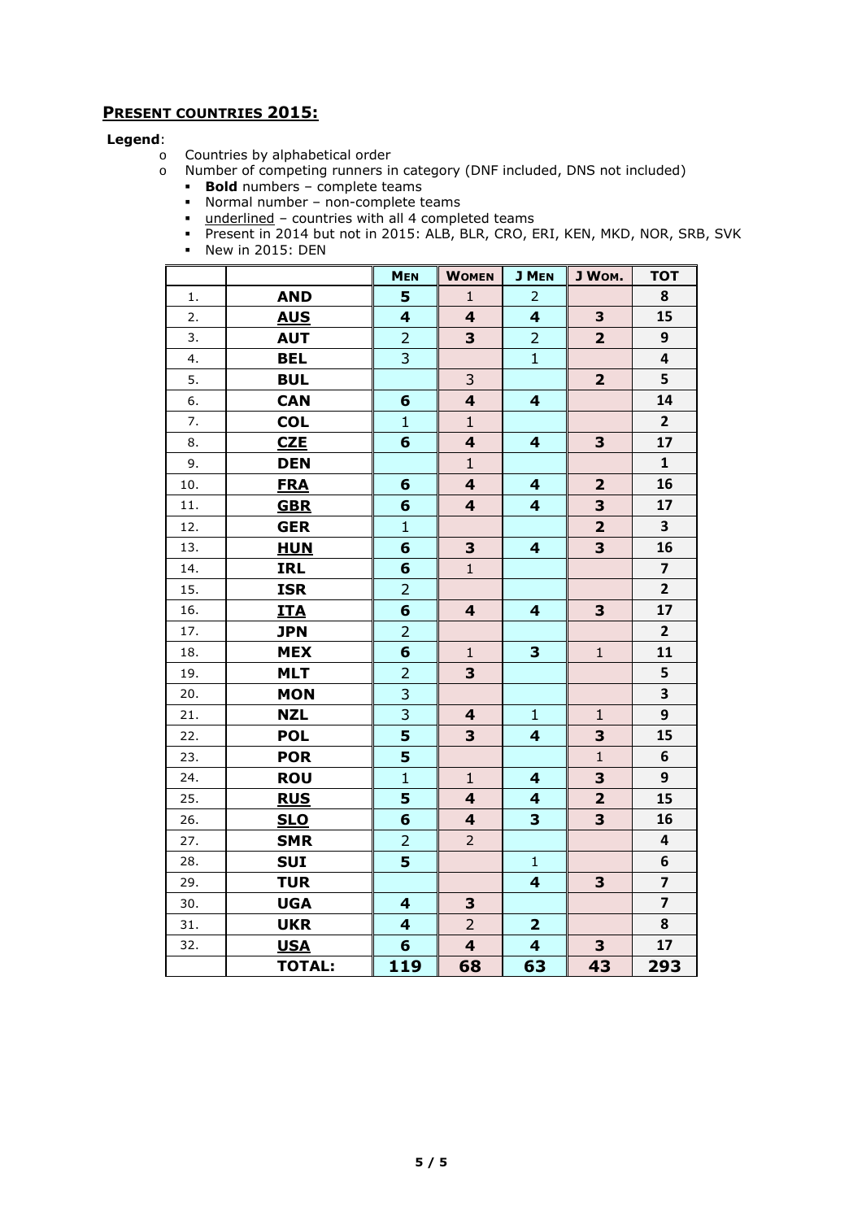## PRESENT COUNTRIES 2015:

**Legend**:

- Countries by alphabetical order
- Number of competing runners in category (DNF included, DNS not included)
  - **Bold** numbers – complete teams
  - Normal number – non-complete teams
  - underlined – countries with all 4 completed teams
  - Present in 2014 but not in 2015: ALB, BLR, CRO, ERI, KEN, MKD, NOR, SRB, SVK
  - New in 2015: DEN

| | | MEN | WOMEN | J MEN | J WOM. | TOT |
|---|---|---|---|---|---|---|
| 1. | **AND** | **5** | 1 | 2 | | **8** |
| 2. | **AUS** | **4** | **4** | **4** | **3** | **15** |
| 3. | **AUT** | 2 | **3** | 2 | **2** | **9** |
| 4. | **BEL** | 3 | | 1 | | **4** |
| 5. | **BUL** | | 3 | | **2** | **5** |
| 6. | **CAN** | **6** | **4** | **4** | | **14** |
| 7. | **COL** | 1 | 1 | | | **2** |
| 8. | **CZE** | **6** | **4** | **4** | **3** | **17** |
| 9. | **DEN** | | 1 | | | **1** |
| 10. | **FRA** | **6** | **4** | **4** | **2** | **16** |
| 11. | **GBR** | **6** | **4** | **4** | **3** | **17** |
| 12. | **GER** | 1 | | | **2** | **3** |
| 13. | **HUN** | **6** | **3** | **4** | **3** | **16** |
| 14. | **IRL** | **6** | 1 | | | **7** |
| 15. | **ISR** | 2 | | | | **2** |
| 16. | **ITA** | **6** | **4** | **4** | **3** | **17** |
| 17. | **JPN** | 2 | | | | **2** |
| 18. | **MEX** | **6** | 1 | **3** | 1 | **11** |
| 19. | **MLT** | 2 | **3** | | | **5** |
| 20. | **MON** | 3 | | | | **3** |
| 21. | **NZL** | 3 | **4** | 1 | 1 | **9** |
| 22. | **POL** | **5** | **3** | **4** | **3** | **15** |
| 23. | **POR** | **5** | | | 1 | **6** |
| 24. | **ROU** | 1 | 1 | **4** | **3** | **9** |
| 25. | **RUS** | **5** | **4** | **4** | **2** | **15** |
| 26. | **SLO** | **6** | **4** | **3** | **3** | **16** |
| 27. | **SMR** | 2 | 2 | | | **4** |
| 28. | **SUI** | **5** | | 1 | | **6** |
| 29. | **TUR** | | | **4** | **3** | **7** |
| 30. | **UGA** | **4** | **3** | | | **7** |
| 31. | **UKR** | **4** | 2 | **2** | | **8** |
| 32. | **USA** | **6** | **4** | **4** | **3** | **17** |
| | **TOTAL:** | **119** | **68** | **63** | **43** | **293** |